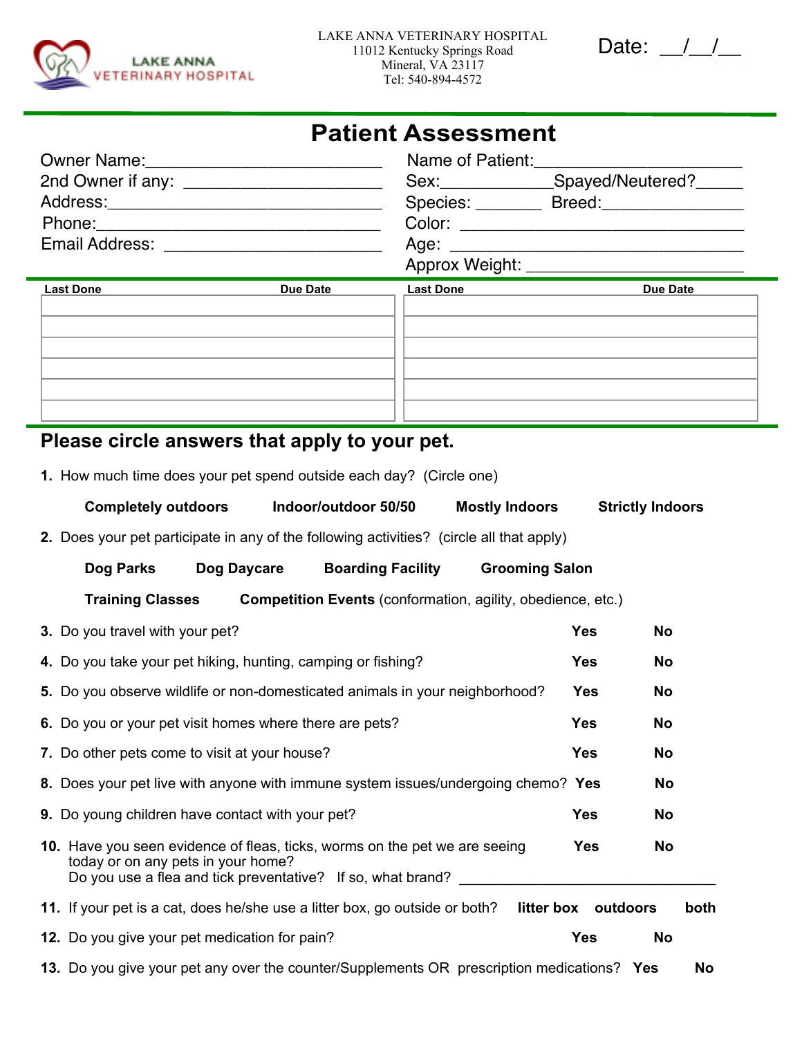LAKE ANNA VETERINARY HOSPITAL
11012 Kentucky Springs Road
Mineral, VA 23117
Tel: 540-894-4572

Date: \_\_/\_\_/\_\_

# Patient Assessment

Owner Name:\_\_\_\_\_\_\_\_\_\_\_\_\_\_\_\_\_\_\_\_\_\_\_\_\_\_

2nd Owner if any: \_\_\_\_\_\_\_\_\_\_\_\_\_\_\_\_\_\_\_\_\_\_

Address:\_\_\_\_\_\_\_\_\_\_\_\_\_\_\_\_\_\_\_\_\_\_\_\_\_\_\_\_\_\_\_\_

Phone:\_\_\_\_\_\_\_\_\_\_\_\_\_\_\_\_\_\_\_\_\_\_\_\_\_\_\_\_\_\_\_\_\_

Email Address: \_\_\_\_\_\_\_\_\_\_\_\_\_\_\_\_\_\_\_\_\_\_\_\_\_

Name of Patient:\_\_\_\_\_\_\_\_\_\_\_\_\_\_\_\_\_\_\_\_\_\_\_\_

Sex:\_\_\_\_\_\_\_\_\_\_\_\_\_Spayed/Neutered?\_\_\_\_\_

Species: \_\_\_\_\_\_\_\_ Breed:\_\_\_\_\_\_\_\_\_\_\_\_\_\_\_\_

Color: \_\_\_\_\_\_\_\_\_\_\_\_\_\_\_\_\_\_\_\_\_\_\_\_\_\_\_\_\_\_\_\_\_\_

Age: \_\_\_\_\_\_\_\_\_\_\_\_\_\_\_\_\_\_\_\_\_\_\_\_\_\_\_\_\_\_\_\_\_\_\_\_

Approx Weight: \_\_\_\_\_\_\_\_\_\_\_\_\_\_\_\_\_\_\_\_\_\_\_\_\_

| Last Done | Due Date | Last Done | Due Date |
|---|---|---|---|
| | | | |
| | | | |
| | | | |
| | | | |
| | | | |
| | | | |

## Please circle answers that apply to your pet.

1. How much time does your pet spend outside each day? (Circle one)

   **Completely outdoors** **Indoor/outdoor 50/50** **Mostly Indoors** **Strictly Indoors**

2. Does your pet participate in any of the following activities? (circle all that apply)

   **Dog Parks** **Dog Daycare** **Boarding Facility** **Grooming Salon**

   **Training Classes** **Competition Events** (conformation, agility, obedience, etc.)

3. Do you travel with your pet? **Yes** **No**
4. Do you take your pet hiking, hunting, camping or fishing? **Yes** **No**
5. Do you observe wildlife or non-domesticated animals in your neighborhood? **Yes** **No**
6. Do you or your pet visit homes where there are pets? **Yes** **No**
7. Do other pets come to visit at your house? **Yes** **No**
8. Does your pet live with anyone with immune system issues/undergoing chemo? **Yes** **No**
9. Do young children have contact with your pet? **Yes** **No**
10. Have you seen evidence of fleas, ticks, worms on the pet we are seeing today or on any pets in your home? **Yes** **No**
    Do you use a flea and tick preventative? If so, what brand? \_\_\_\_\_\_\_\_\_\_\_\_\_\_\_\_\_\_\_\_\_\_\_\_\_\_\_\_\_\_\_\_
11. If your pet is a cat, does he/she use a litter box, go outside or both? **litter box** **outdoors** **both**
12. Do you give your pet medication for pain? **Yes** **No**
13. Do you give your pet any over the counter/Supplements OR prescription medications? **Yes** **No**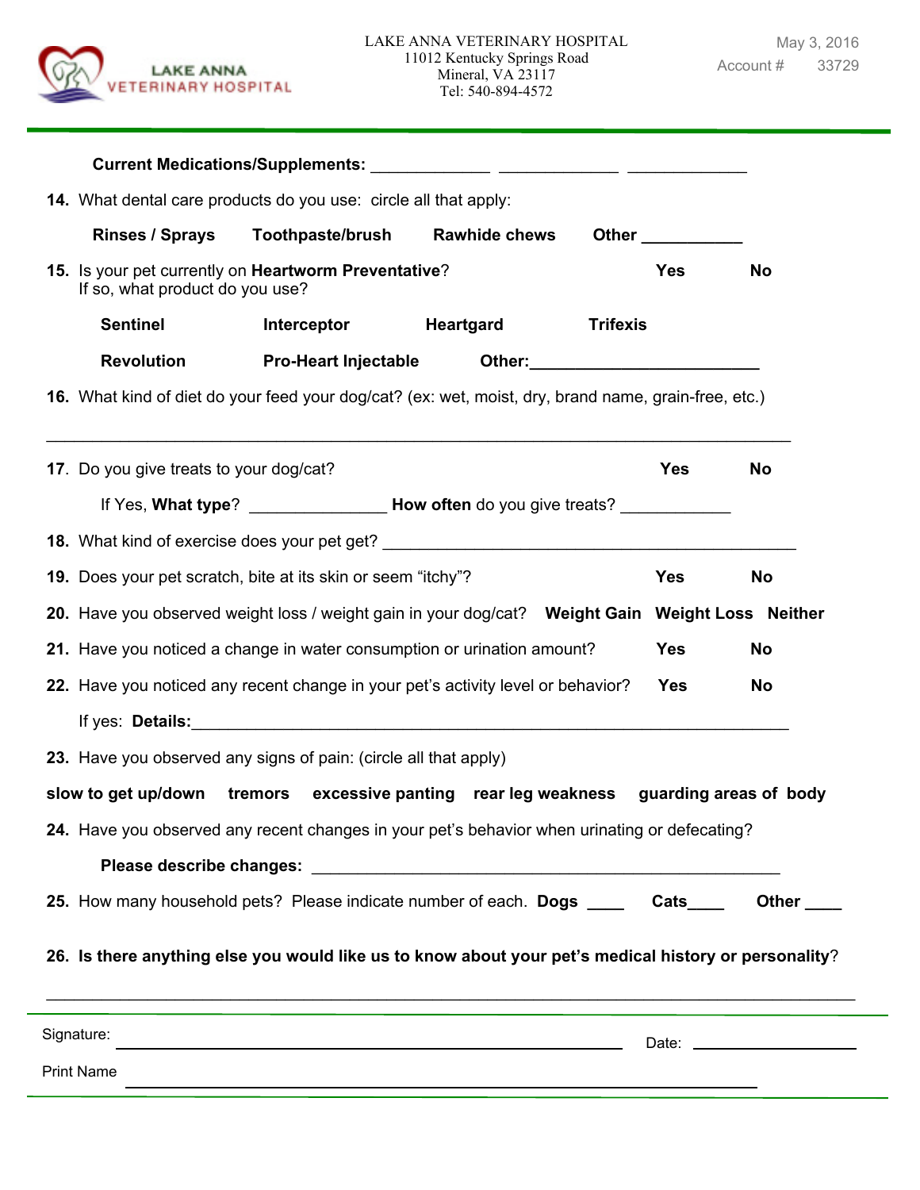LAKE ANNA VETERINARY HOSPITAL
11012 Kentucky Springs Road
Mineral, VA 23117
Tel: 540-894-4572

May 3, 2016
Account # 33729

**Current Medications/Supplements:** _____________ _____________ _____________

**14.** What dental care products do you use: circle all that apply:

**Rinses / Sprays** **Toothpaste/brush** **Rawhide chews** **Other** ___________

**15.** Is your pet currently on **Heartworm Preventative**? **Yes** **No**
If so, what product do you use?

**Sentinel** **Interceptor** **Heartgard** **Trifexis**

**Revolution** **Pro-Heart Injectable** **Other:**________________________

**16.** What kind of diet do your feed your dog/cat? (ex: wet, moist, dry, brand name, grain-free, etc.)

_______________________________________________________________________________

**17.** Do you give treats to your dog/cat? **Yes** **No**

If Yes, **What type**? _______________ **How often** do you give treats? ____________

**18.** What kind of exercise does your pet get? _____________________________________________

**19.** Does your pet scratch, bite at its skin or seem "itchy"? **Yes** **No**

**20.** Have you observed weight loss / weight gain in your dog/cat? **Weight Gain** **Weight Loss** **Neither**

**21.** Have you noticed a change in water consumption or urination amount? **Yes** **No**

**22.** Have you noticed any recent change in your pet's activity level or behavior? **Yes** **No**

If yes: **Details:**_________________________________________________________________

**23.** Have you observed any signs of pain: (circle all that apply)

**slow to get up/down** **tremors** **excessive panting** **rear leg weakness** **guarding areas of body**

**24.** Have you observed any recent changes in your pet's behavior when urinating or defecating?

**Please describe changes:** __________________________________________________

**25.** How many household pets? Please indicate number of each. **Dogs** ____ **Cats**____ **Other** ____

**26. Is there anything else you would like us to know about your pet's medical history or personality**?

_______________________________________________________________________________

Signature: _______________________________________________ Date: ______________

Print Name _______________________________________________